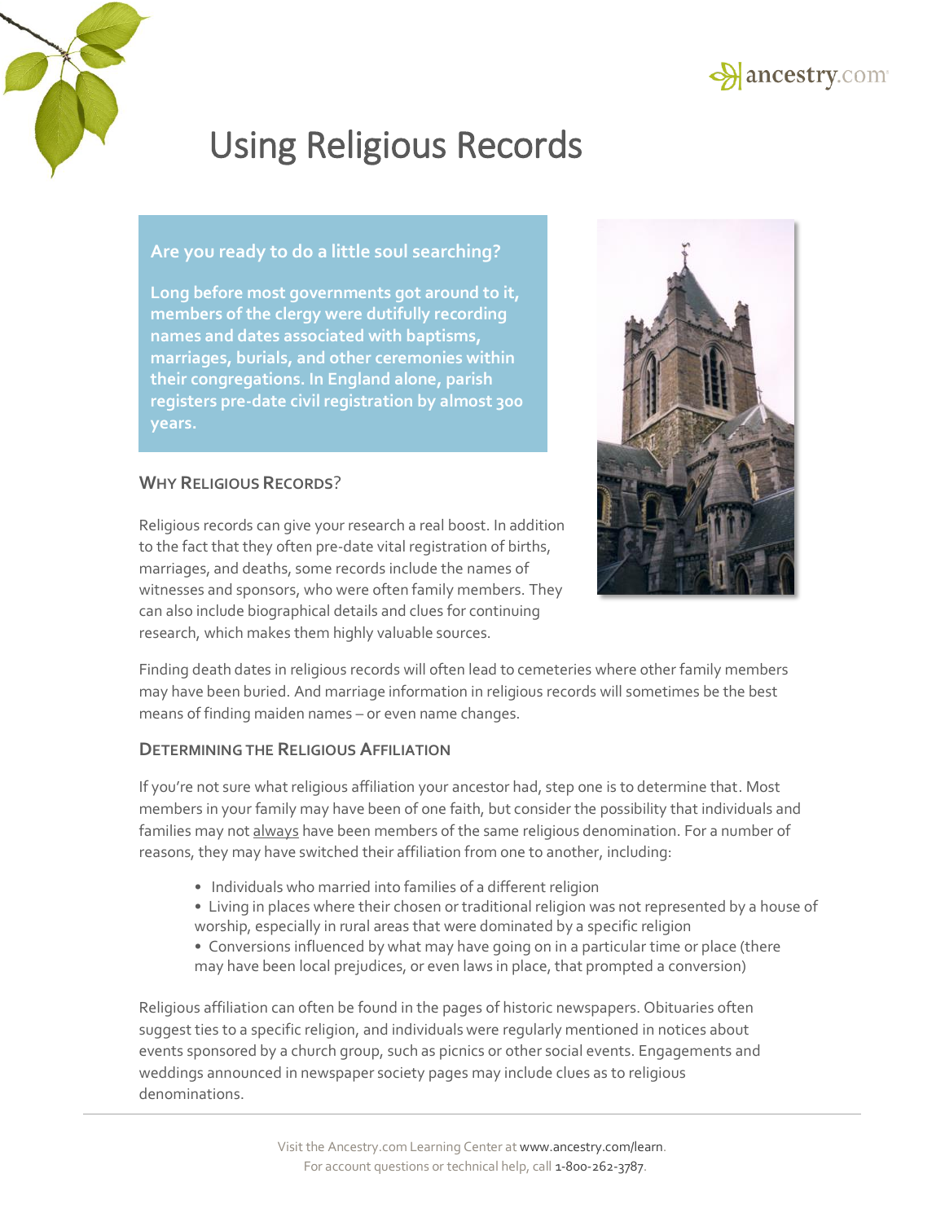# Using Religious Records

**Are you ready to do a little soul searching?**

**Long before most governments got around to it, members of the clergy were dutifully recording names and dates associated with baptisms, marriages, burials, and other ceremonies within their congregations. In England alone, parish registers pre-date civil registration by almost 300 years.**

## Why Religious Records?

Religious records can give your research a real boost. In addition to the fact that they often pre-date vital registration of births, marriages, and deaths, some records include the names of witnesses and sponsors, who were often family members. They can also include biographical details and clues for continuing research, which makes them highly valuable sources.

Finding death dates in religious records will often lead to cemeteries where other family members may have been buried. And marriage information in religious records will sometimes be the best means of finding maiden names – or even name changes.

## Determining the Religious Affiliation

If you're not sure what religious affiliation your ancestor had, step one is to determine that. Most members in your family may have been of one faith, but consider the possibility that individuals and families may not always have been members of the same religious denomination. For a number of reasons, they may have switched their affiliation from one to another, including:

- Individuals who married into families of a different religion
- Living in places where their chosen or traditional religion was not represented by a house of worship, especially in rural areas that were dominated by a specific religion
- Conversions influenced by what may have going on in a particular time or place (there may have been local prejudices, or even laws in place, that prompted a conversion)

Religious affiliation can often be found in the pages of historic newspapers. Obituaries often suggest ties to a specific religion, and individuals were regularly mentioned in notices about events sponsored by a church group, such as picnics or other social events. Engagements and weddings announced in newspaper society pages may include clues as to religious denominations.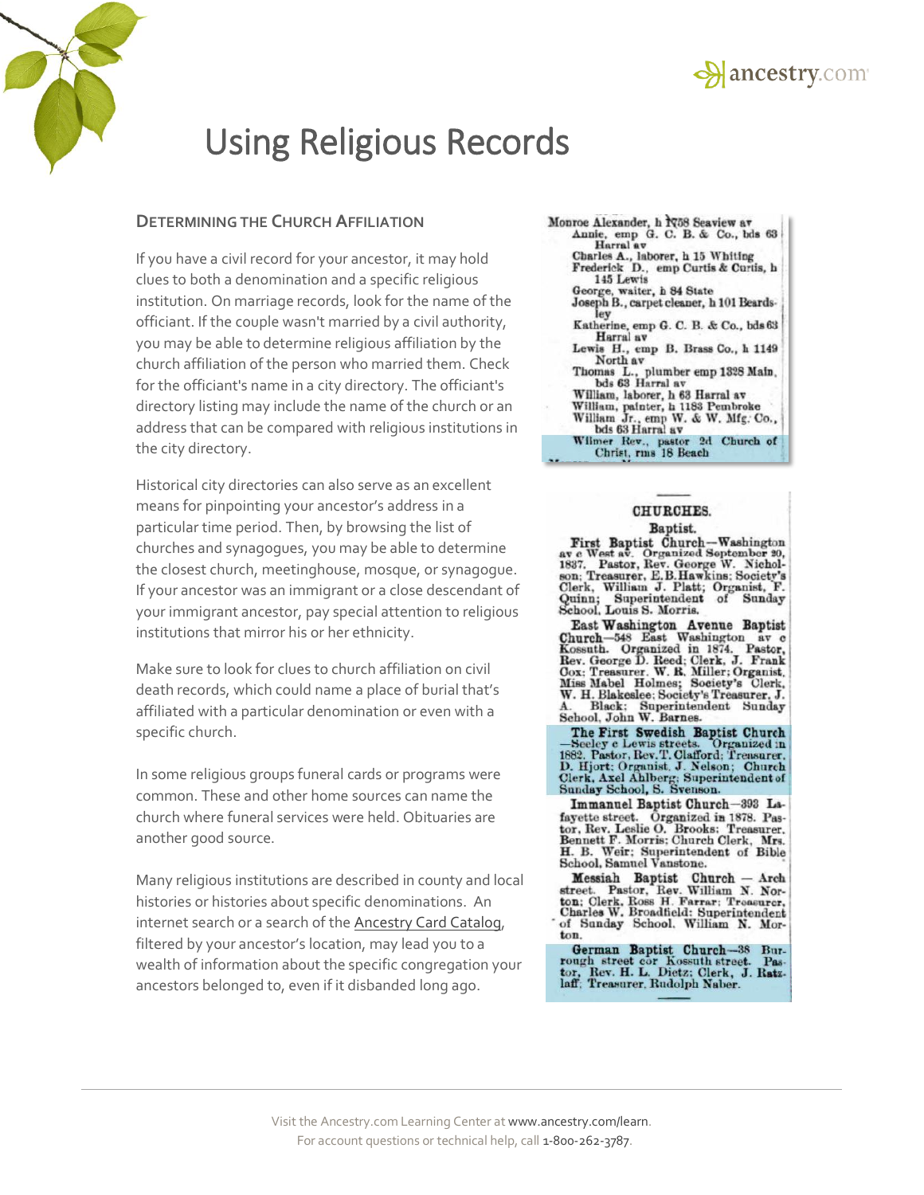# Using Religious Records

### DETERMINING THE CHURCH AFFILIATION

If you have a civil record for your ancestor, it may hold clues to both a denomination and a specific religious institution. On marriage records, look for the name of the officiant. If the couple wasn't married by a civil authority, you may be able to determine religious affiliation by the church affiliation of the person who married them. Check for the officiant's name in a city directory. The officiant's directory listing may include the name of the church or an address that can be compared with religious institutions in the city directory.

Historical city directories can also serve as an excellent means for pinpointing your ancestor's address in a particular time period. Then, by browsing the list of churches and synagogues, you may be able to determine the closest church, meetinghouse, mosque, or synagogue. If your ancestor was an immigrant or a close descendant of your immigrant ancestor, pay special attention to religious institutions that mirror his or her ethnicity.

Make sure to look for clues to church affiliation on civil death records, which could name a place of burial that's affiliated with a particular denomination or even with a specific church.

In some religious groups funeral cards or programs were common. These and other home sources can name the church where funeral services were held. Obituaries are another good source.

Many religious institutions are described in county and local histories or histories about specific denominations. An internet search or a search of the Ancestry Card Catalog, filtered by your ancestor's location, may lead you to a wealth of information about the specific congregation your ancestors belonged to, even if it disbanded long ago.

Monroe Alexander, h 1758 Seaview av
Annie, emp G. C. B. & Co., bds 63 Harral av
Charles A., laborer, h 15 Whiting
Frederick D., emp Curtis & Curtis, h 145 Lewis
George, waiter, h 84 State
Joseph B., carpet cleaner, h 101 Beardsley
Katherine, emp G. C. B. & Co., bds 63 Harral av
Lewis H., emp B. Brass Co., h 1149 North av
Thomas L., plumber emp 1328 Main, bds 63 Harral av
William, laborer, h 63 Harral av
William, painter, h 1183 Pembroke
William Jr., emp W. & W. Mfg. Co., bds 63 Harral av
Wilmer Rev., pastor 2d Church of Christ, rms 18 Beach

**CHURCHES.**

**Baptist.**

**First Baptist Church**—Washington av c West av. Organized September 20, 1837. Pastor, Rev. George W. Nicholson; Treasurer, E. B. Hawkins; Society's Clerk, William J. Platt; Organist, F. Quinn; Superintendent of Sunday School, Louis S. Morris.

**East Washington Avenue Baptist Church**—548 East Washington av c Kossuth. Organized in 1874. Pastor, Rev. George D. Reed; Clerk, J. Frank Cox; Treasurer, W. R. Miller; Organist, Miss Mabel Holmes; Society's Clerk, W. H. Blakeslee; Society's Treasurer, J. A. Black; Superintendent Sunday School, John W. Barnes.

**The First Swedish Baptist Church**—Seeley c Lewis streets. Organized in 1882. Pastor, Rev. T. Clafford; Treasurer, D. Hjort; Organist, J. Nelson; Church Clerk, Axel Ahlberg; Superintendent of Sunday School, S. Svenson.

**Immanuel Baptist Church**—393 Lafayette street. Organized in 1878. Pastor, Rev. Leslie O. Brooks; Treasurer, Bennett F. Morris; Church Clerk, Mrs. H. B. Weir; Superintendent of Bible School, Samuel Vanstone.

**Messiah Baptist Church** — Arch street. Pastor, Rev. William N. Norton; Clerk, Ross H. Farrar; Treasurer, Charles W. Broadfield; Superintendent of Sunday School, William N. Morton.

**German Baptist Church**—38 Burrough street cor Kossuth street. Pastor, Rev. H. L. Dietz; Clerk, J. Ratzlaff; Treasurer, Rudolph Naber.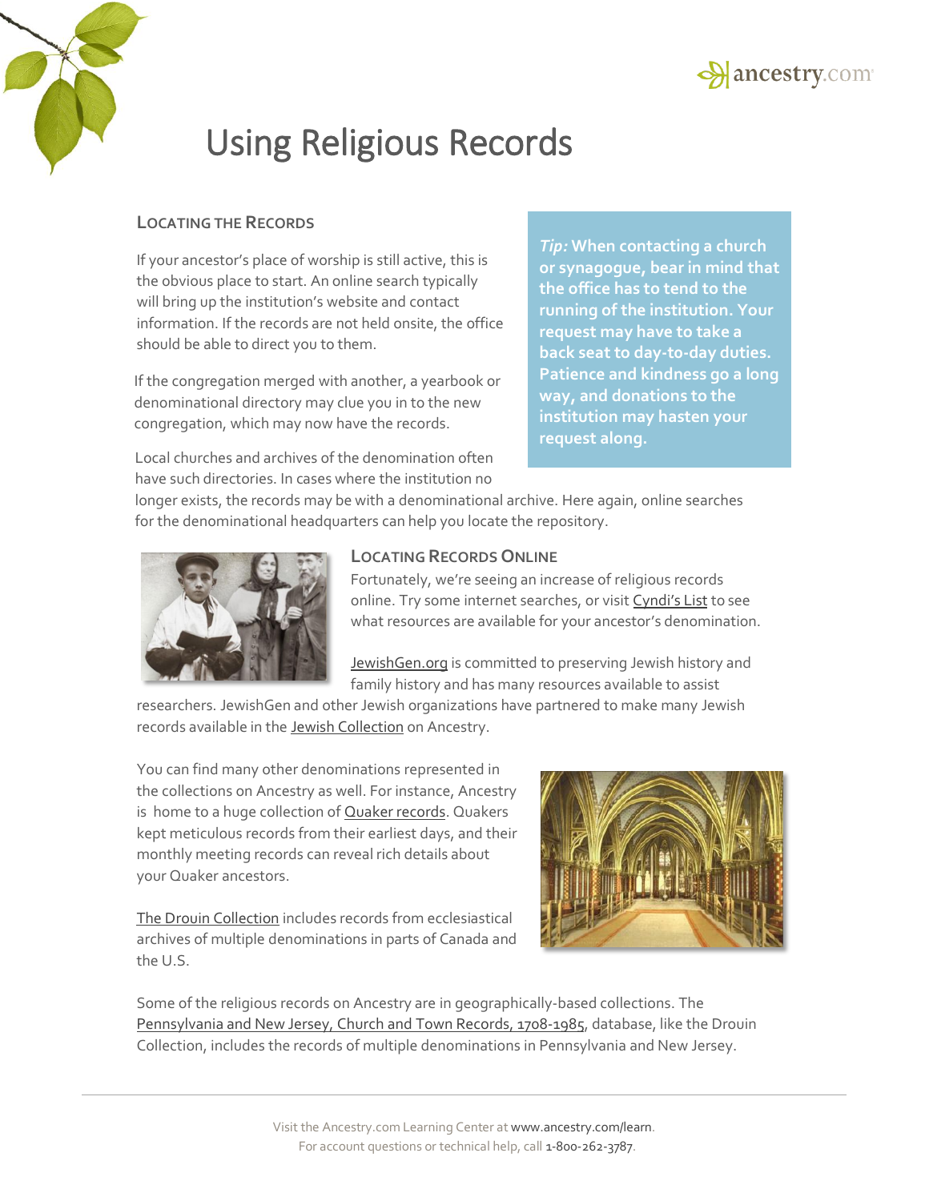# Using Religious Records

### Locating the Records

If your ancestor's place of worship is still active, this is the obvious place to start. An online search typically will bring up the institution's website and contact information. If the records are not held onsite, the office should be able to direct you to them.

If the congregation merged with another, a yearbook or denominational directory may clue you in to the new congregation, which may now have the records.

Local churches and archives of the denomination often have such directories. In cases where the institution no longer exists, the records may be with a denominational archive. Here again, online searches for the denominational headquarters can help you locate the repository.

**_Tip:_ When contacting a church or synagogue, bear in mind that the office has to tend to the running of the institution. Your request may have to take a back seat to day-to-day duties. Patience and kindness go a long way, and donations to the institution may hasten your request along.**

### Locating Records Online

Fortunately, we're seeing an increase of religious records online. Try some internet searches, or visit Cyndi's List to see what resources are available for your ancestor's denomination.

JewishGen.org is committed to preserving Jewish history and family history and has many resources available to assist researchers. JewishGen and other Jewish organizations have partnered to make many Jewish records available in the Jewish Collection on Ancestry.

You can find many other denominations represented in the collections on Ancestry as well. For instance, Ancestry is home to a huge collection of Quaker records. Quakers kept meticulous records from their earliest days, and their monthly meeting records can reveal rich details about your Quaker ancestors.

The Drouin Collection includes records from ecclesiastical archives of multiple denominations in parts of Canada and the U.S.

Some of the religious records on Ancestry are in geographically-based collections. The Pennsylvania and New Jersey, Church and Town Records, 1708-1985, database, like the Drouin Collection, includes the records of multiple denominations in Pennsylvania and New Jersey.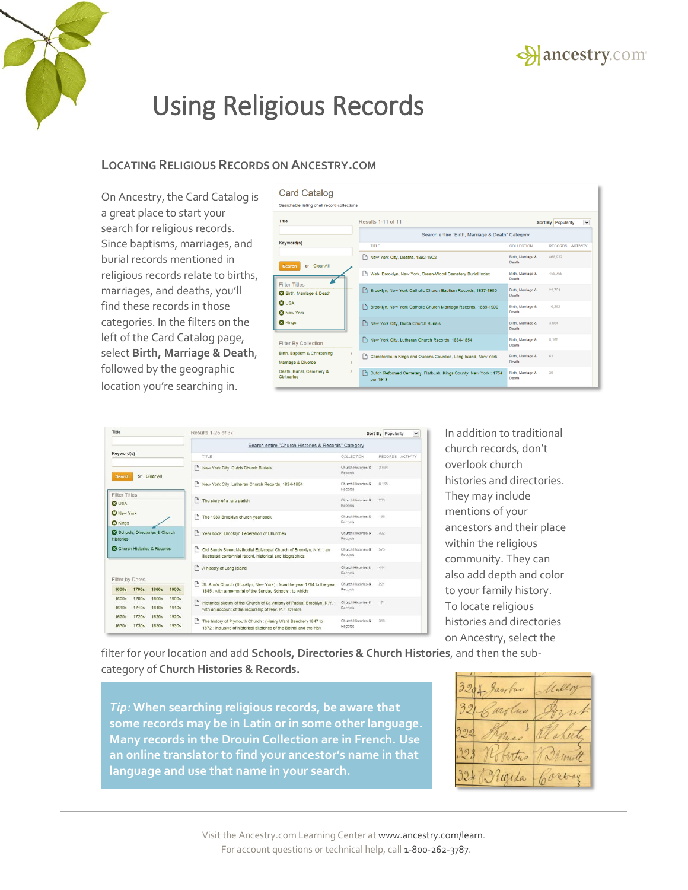# Using Religious Records

## Locating Religious Records on Ancestry.com

On Ancestry, the Card Catalog is a great place to start your search for religious records. Since baptisms, marriages, and burial records mentioned in religious records relate to births, marriages, and deaths, you'll find these records in those categories. In the filters on the left of the Card Catalog page, select **Birth, Marriage & Death**, followed by the geographic location you're searching in.

In addition to traditional church records, don't overlook church histories and directories. They may include mentions of your ancestors and their place within the religious community. They can also add depth and color to your family history. To locate religious histories and directories on Ancestry, select the filter for your location and add **Schools, Directories & Church Histories**, and then the sub-category of **Church Histories & Records.**

***Tip:*** **When searching religious records, be aware that some records may be in Latin or in some other language. Many records in the Drouin Collection are in French. Use an online translator to find your ancestor's name in that language and use that name in your search.**

Visit the Ancestry.com Learning Center at www.ancestry.com/learn.
For account questions or technical help, call 1-800-262-3787.